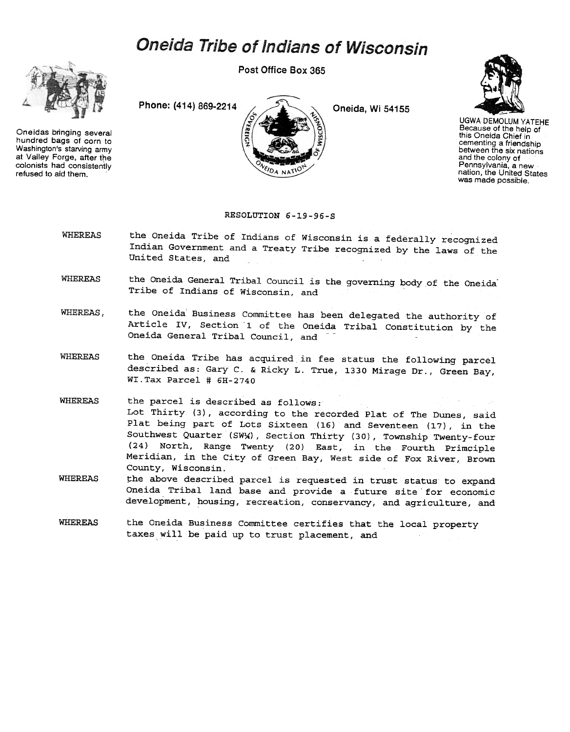# Oneida Tribe of Indians of Wisconsin

Post Office Box 365

Phone: (414) 869-2214

Oneida, Wi 54155

Oneidas bringing several hundred bags of corn to Washington's starving army at Valley Forge, after the colonists had consistently refused to aid them.

SOVEREIGN ONEIDA NATION OF WISCONSIN

UGWA DEMOLUM YATEHE
Because of the help of this Oneida Chief in cementing a friendship between the six nations and the colony of Pennsylvania, a new nation, the United States was made possible.

RESOLUTION 6-19-96-S

WHEREAS the Oneida Tribe of Indians of Wisconsin is a federally recognized Indian Government and a Treaty Tribe recognized by the laws of the United States, and

WHEREAS the Oneida General Tribal Council is the governing body of the Oneida Tribe of Indians of Wisconsin, and

WHEREAS, the Oneida Business Committee has been delegated the authority of Article IV, Section 1 of the Oneida Tribal Constitution by the Oneida General Tribal Council, and

WHEREAS the Oneida Tribe has acquired in fee status the following parcel described as: Gary C. & Ricky L. True, 1330 Mirage Dr., Green Bay, WI.Tax Parcel # 6H-2740

WHEREAS the parcel is described as follows:
Lot Thirty (3), according to the recorded Plat of The Dunes, said Plat being part of Lots Sixteen (16) and Seventeen (17), in the Southwest Quarter (SW¼), Section Thirty (30), Township Twenty-four (24) North, Range Twenty (20) East, in the Fourth Primciple Meridian, in the City of Green Bay, West side of Fox River, Brown County, Wisconsin.

WHEREAS the above described parcel is requested in trust status to expand Oneida Tribal land base and provide a future site for economic development, housing, recreation, conservancy, and agriculture, and

WHEREAS the Oneida Business Committee certifies that the local property taxes will be paid up to trust placement, and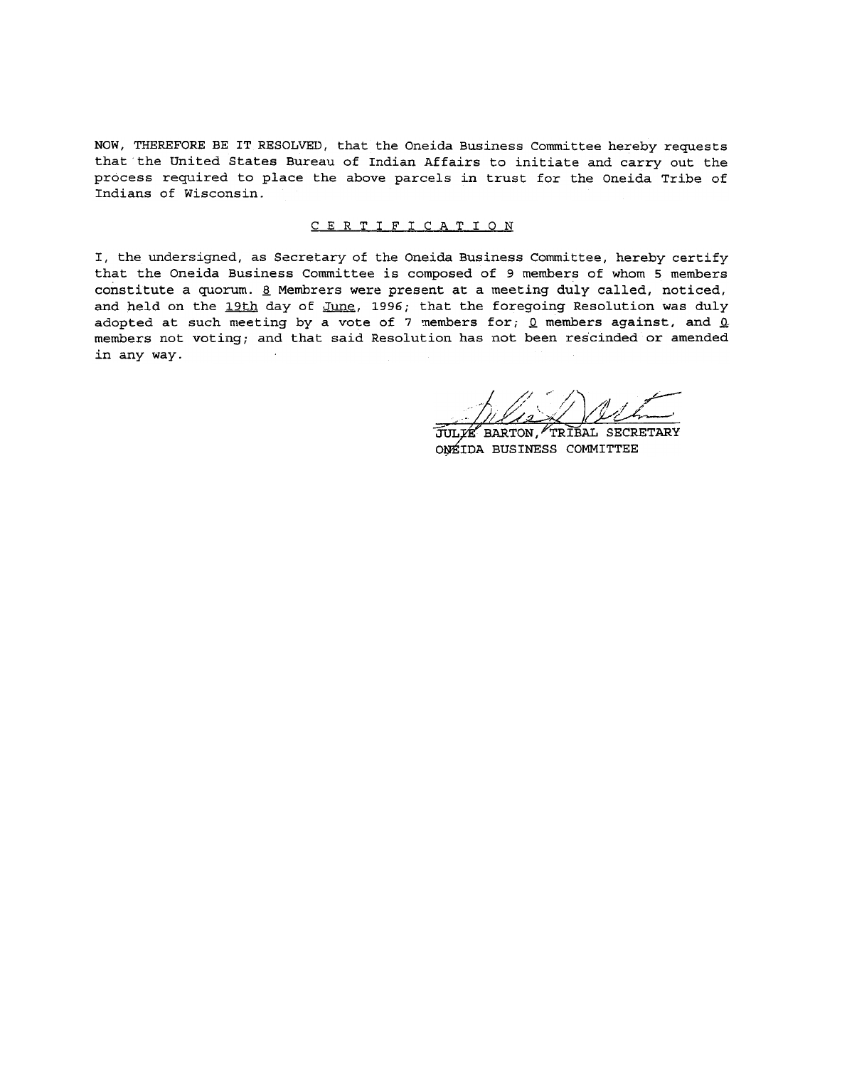NOW, THEREFORE BE IT RESOLVED, that the Oneida Business Committee hereby requests that the United States Bureau of Indian Affairs to initiate and carry out the process required to place the above parcels in trust for the Oneida Tribe of Indians of Wisconsin.

## CERTIFICATION

I, the undersigned, as Secretary of the Oneida Business Committee, hereby certify that the Oneida Business Committee is composed of 9 members of whom 5 members constitute a quorum. 8 Membrers were present at a meeting duly called, noticed, and held on the 19th day of June, 1996; that the foregoing Resolution was duly adopted at such meeting by a vote of 7 members for; 0 members against, and 0 members not voting; and that said Resolution has not been rescinded or amended in any way.

JULIE BARTON, TRIBAL SECRETARY
ONEIDA BUSINESS COMMITTEE